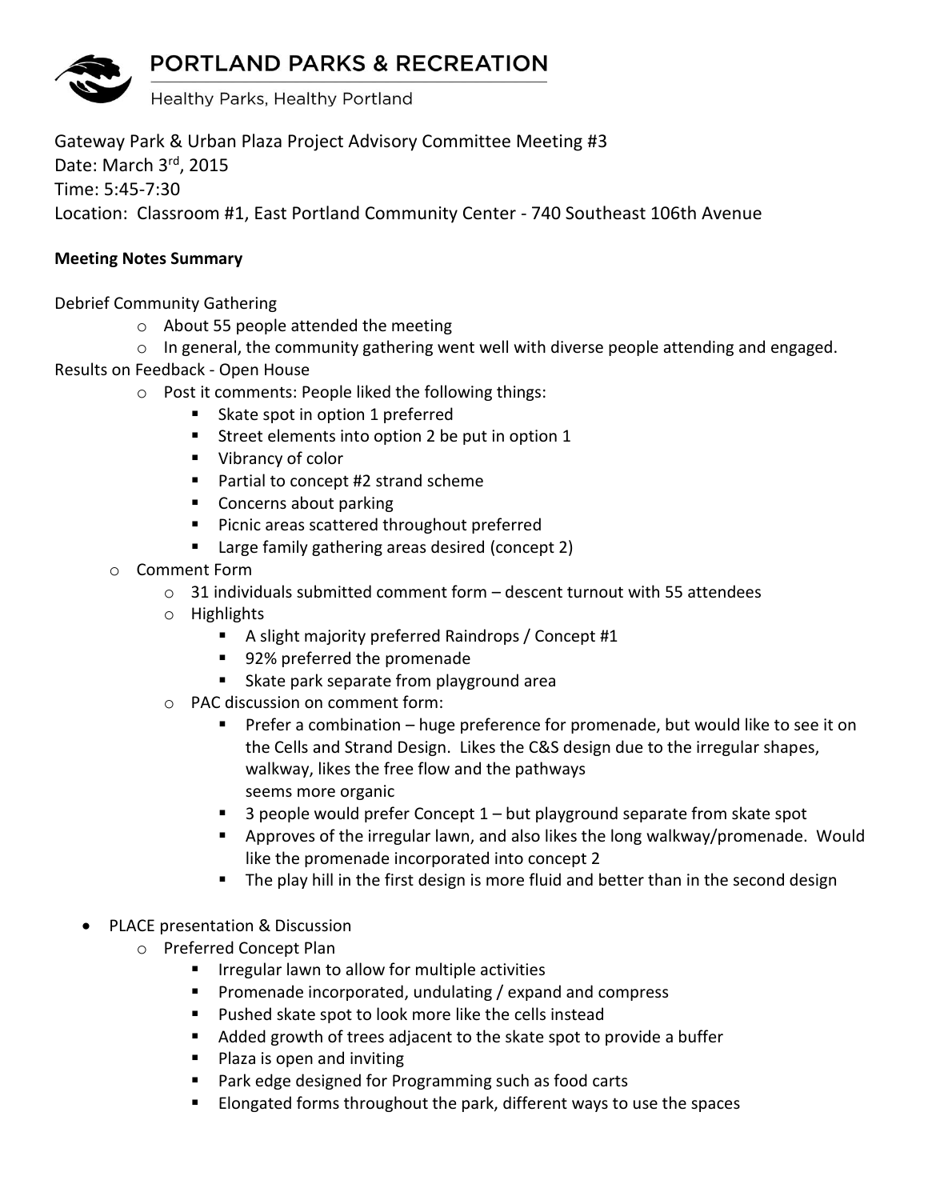PORTLAND PARKS & RECREATION

Healthy Parks, Healthy Portland

Gateway Park & Urban Plaza Project Advisory Committee Meeting #3
Date: March 3rd, 2015
Time: 5:45-7:30
Location: Classroom #1, East Portland Community Center - 740 Southeast 106th Avenue

**Meeting Notes Summary**

Debrief Community Gathering

- About 55 people attended the meeting
- In general, the community gathering went well with diverse people attending and engaged.

Results on Feedback - Open House

- Post it comments: People liked the following things:
  - Skate spot in option 1 preferred
  - Street elements into option 2 be put in option 1
  - Vibrancy of color
  - Partial to concept #2 strand scheme
  - Concerns about parking
  - Picnic areas scattered throughout preferred
  - Large family gathering areas desired (concept 2)
- Comment Form
  - 31 individuals submitted comment form – descent turnout with 55 attendees
  - Highlights
    - A slight majority preferred Raindrops / Concept #1
    - 92% preferred the promenade
    - Skate park separate from playground area
  - PAC discussion on comment form:
    - Prefer a combination – huge preference for promenade, but would like to see it on the Cells and Strand Design. Likes the C&S design due to the irregular shapes, walkway, likes the free flow and the pathways seems more organic
    - 3 people would prefer Concept 1 – but playground separate from skate spot
    - Approves of the irregular lawn, and also likes the long walkway/promenade. Would like the promenade incorporated into concept 2
    - The play hill in the first design is more fluid and better than in the second design

- PLACE presentation & Discussion
  - Preferred Concept Plan
    - Irregular lawn to allow for multiple activities
    - Promenade incorporated, undulating / expand and compress
    - Pushed skate spot to look more like the cells instead
    - Added growth of trees adjacent to the skate spot to provide a buffer
    - Plaza is open and inviting
    - Park edge designed for Programming such as food carts
    - Elongated forms throughout the park, different ways to use the spaces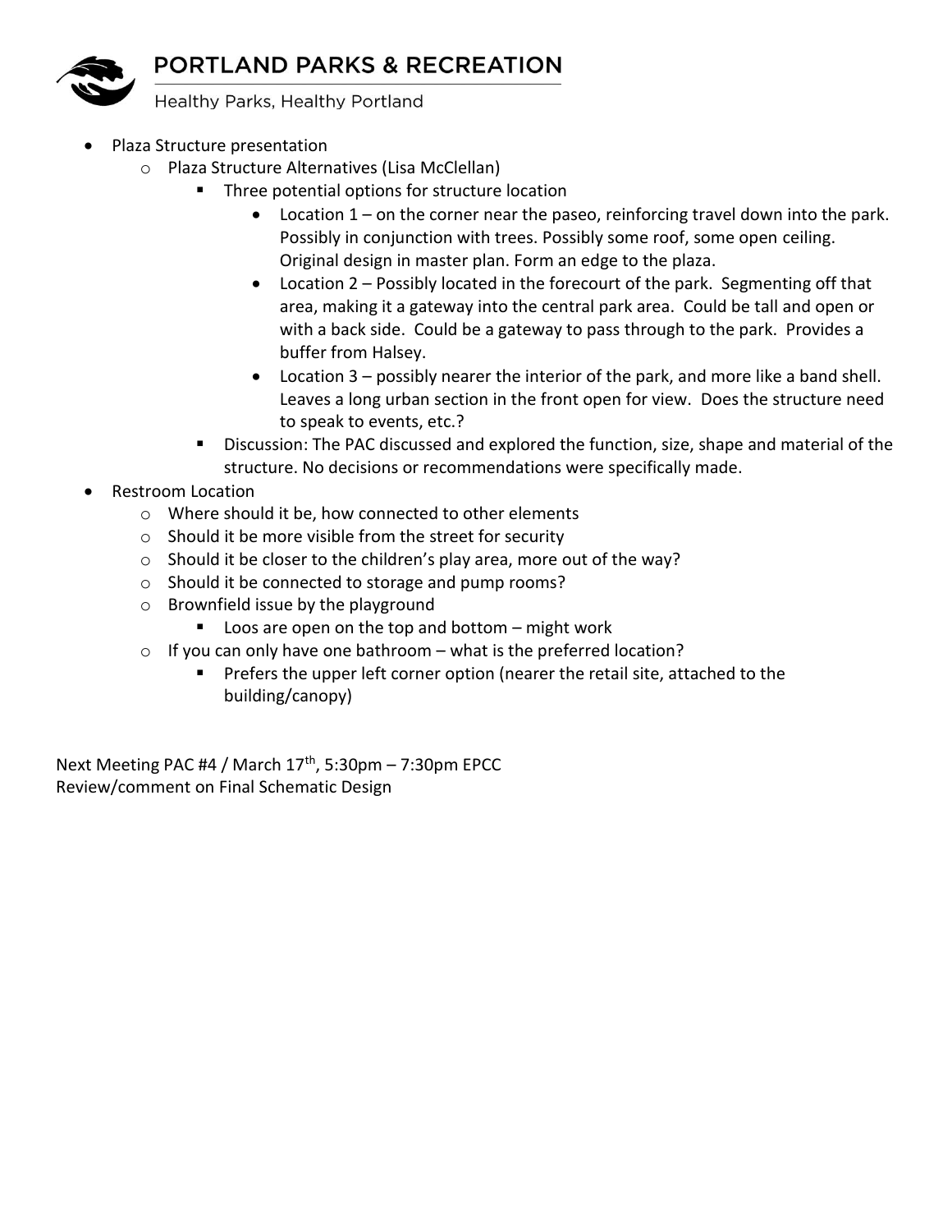- Plaza Structure presentation
    - Plaza Structure Alternatives (Lisa McClellan)
        - Three potential options for structure location
            - Location 1 – on the corner near the paseo, reinforcing travel down into the park. Possibly in conjunction with trees. Possibly some roof, some open ceiling. Original design in master plan. Form an edge to the plaza.
            - Location 2 – Possibly located in the forecourt of the park. Segmenting off that area, making it a gateway into the central park area. Could be tall and open or with a back side. Could be a gateway to pass through to the park. Provides a buffer from Halsey.
            - Location 3 – possibly nearer the interior of the park, and more like a band shell. Leaves a long urban section in the front open for view. Does the structure need to speak to events, etc.?
        - Discussion: The PAC discussed and explored the function, size, shape and material of the structure. No decisions or recommendations were specifically made.
- Restroom Location
    - Where should it be, how connected to other elements
    - Should it be more visible from the street for security
    - Should it be closer to the children's play area, more out of the way?
    - Should it be connected to storage and pump rooms?
    - Brownfield issue by the playground
        - Loos are open on the top and bottom – might work
    - If you can only have one bathroom – what is the preferred location?
        - Prefers the upper left corner option (nearer the retail site, attached to the building/canopy)

Next Meeting PAC #4 / March 17th, 5:30pm – 7:30pm EPCC
Review/comment on Final Schematic Design